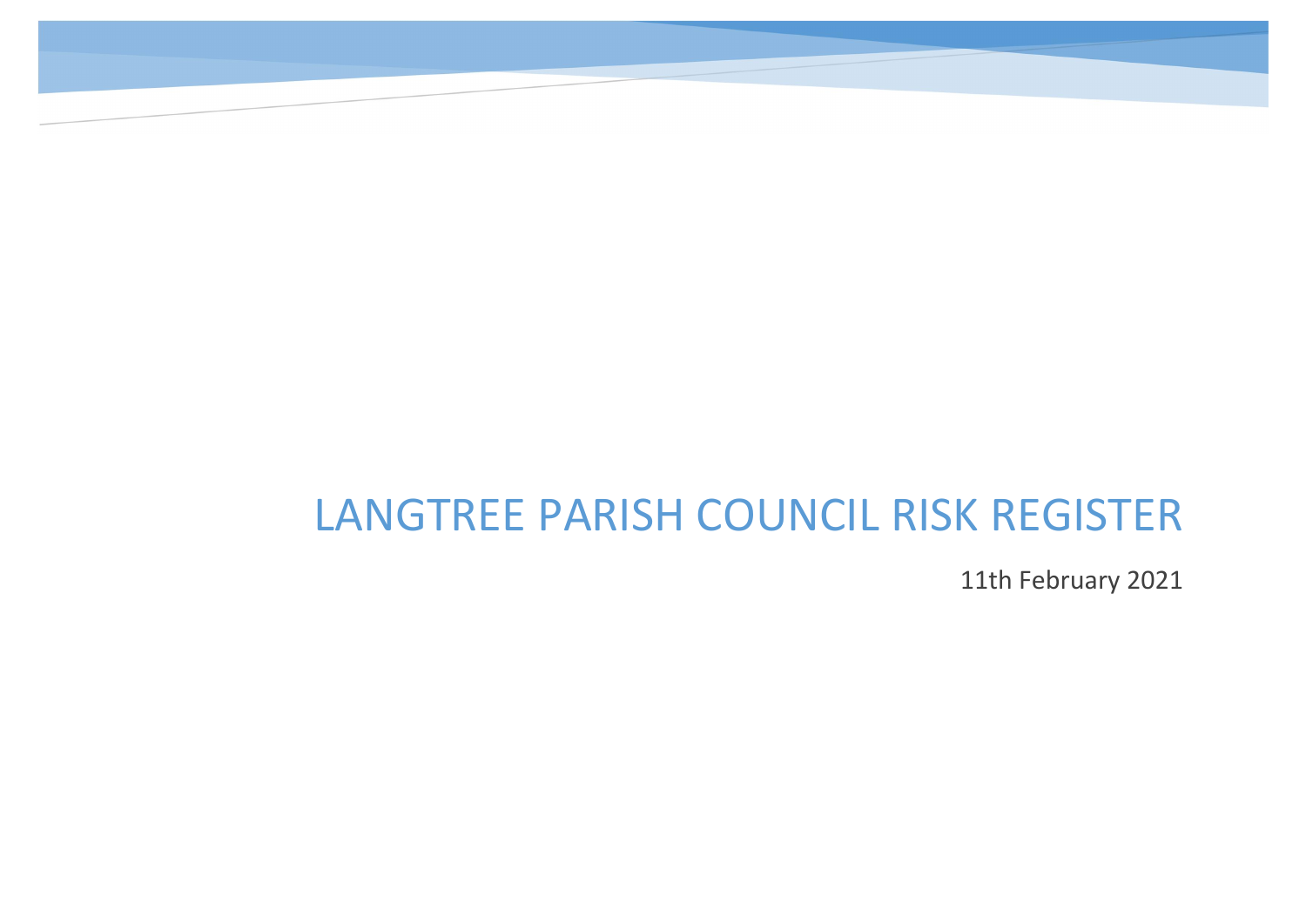# LANGTREE PARISH COUNCIL RISK REGISTER

11th February 2021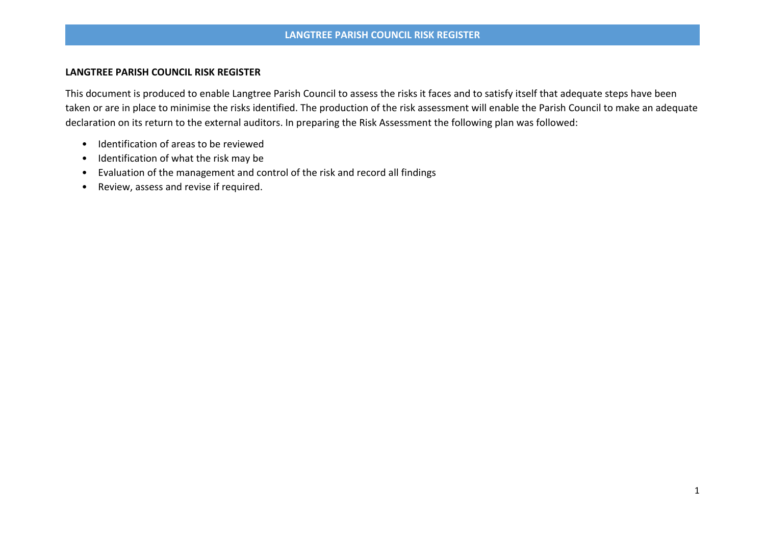**LANGTREE PARISH COUNCIL RISK REGISTER**

This document is produced to enable Langtree Parish Council to assess the risks it faces and to satisfy itself that adequate steps have been taken or are in place to minimise the risks identified. The production of the risk assessment will enable the Parish Council to make an adequate declaration on its return to the external auditors. In preparing the Risk Assessment the following plan was followed:

- Identification of areas to be reviewed
- Identification of what the risk may be
- Evaluation of the management and control of the risk and record all findings
- Review, assess and revise if required.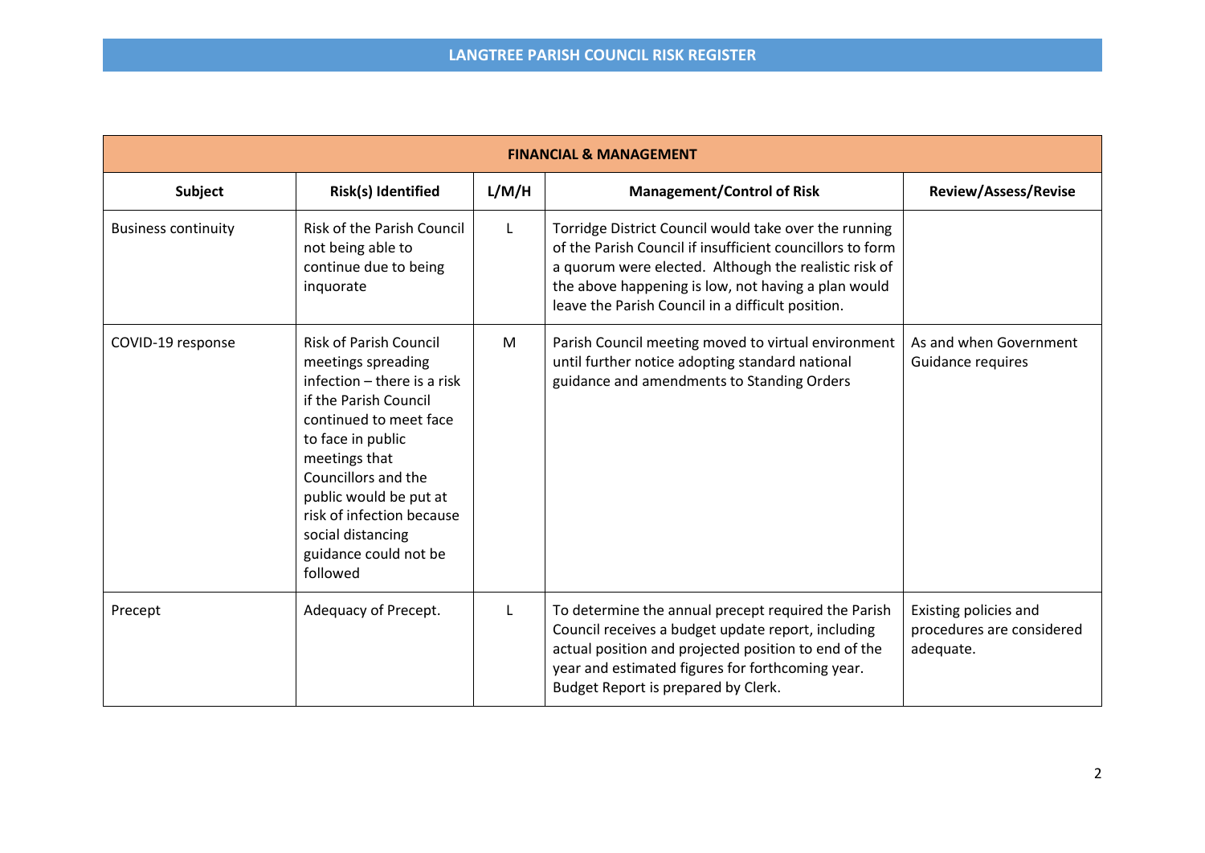# LANGTREE PARISH COUNCIL RISK REGISTER

| FINANCIAL & MANAGEMENT | | | | |
|---|---|---|---|---|
| **Subject** | **Risk(s) Identified** | **L/M/H** | **Management/Control of Risk** | **Review/Assess/Revise** |
| Business continuity | Risk of the Parish Council not being able to continue due to being inquorate | L | Torridge District Council would take over the running of the Parish Council if insufficient councillors to form a quorum were elected. Although the realistic risk of the above happening is low, not having a plan would leave the Parish Council in a difficult position. | |
| COVID-19 response | Risk of Parish Council meetings spreading infection – there is a risk if the Parish Council continued to meet face to face in public meetings that Councillors and the public would be put at risk of infection because social distancing guidance could not be followed | M | Parish Council meeting moved to virtual environment until further notice adopting standard national guidance and amendments to Standing Orders | As and when Government Guidance requires |
| Precept | Adequacy of Precept. | L | To determine the annual precept required the Parish Council receives a budget update report, including actual position and projected position to end of the year and estimated figures for forthcoming year. Budget Report is prepared by Clerk. | Existing policies and procedures are considered adequate. |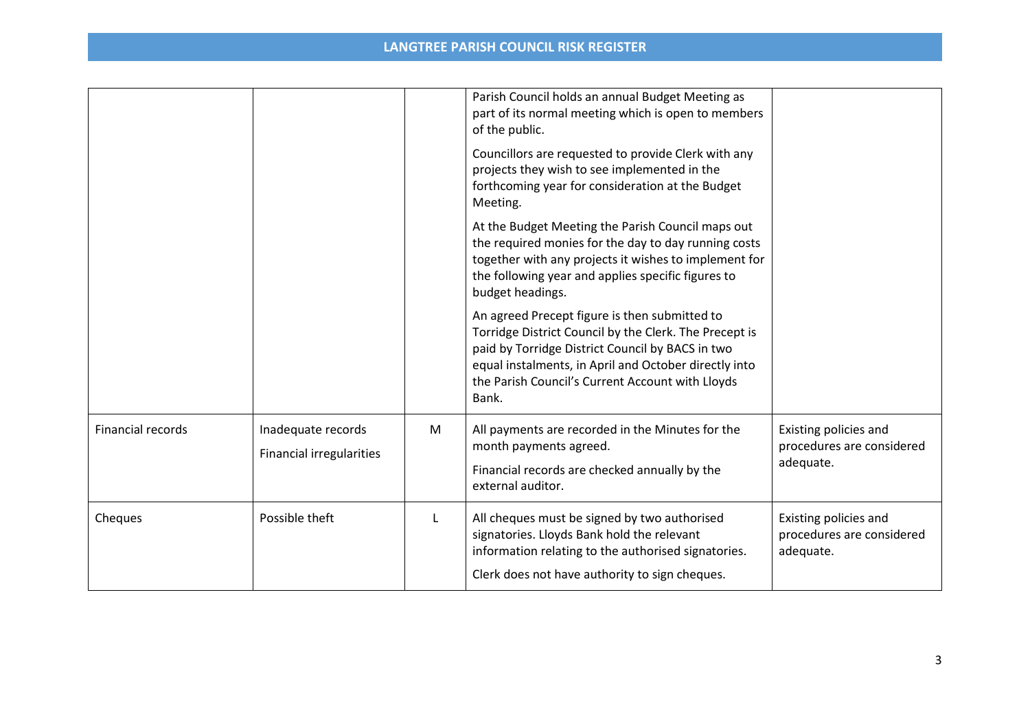| | | | | |
|---|---|---|---|---|
| | | | Parish Council holds an annual Budget Meeting as part of its normal meeting which is open to members of the public.<br><br>Councillors are requested to provide Clerk with any projects they wish to see implemented in the forthcoming year for consideration at the Budget Meeting.<br><br>At the Budget Meeting the Parish Council maps out the required monies for the day to day running costs together with any projects it wishes to implement for the following year and applies specific figures to budget headings.<br><br>An agreed Precept figure is then submitted to Torridge District Council by the Clerk. The Precept is paid by Torridge District Council by BACS in two equal instalments, in April and October directly into the Parish Council's Current Account with Lloyds Bank. | |
| Financial records | Inadequate records<br><br>Financial irregularities | M | All payments are recorded in the Minutes for the month payments agreed.<br><br>Financial records are checked annually by the external auditor. | Existing policies and procedures are considered adequate. |
| Cheques | Possible theft | L | All cheques must be signed by two authorised signatories. Lloyds Bank hold the relevant information relating to the authorised signatories.<br><br>Clerk does not have authority to sign cheques. | Existing policies and procedures are considered adequate. |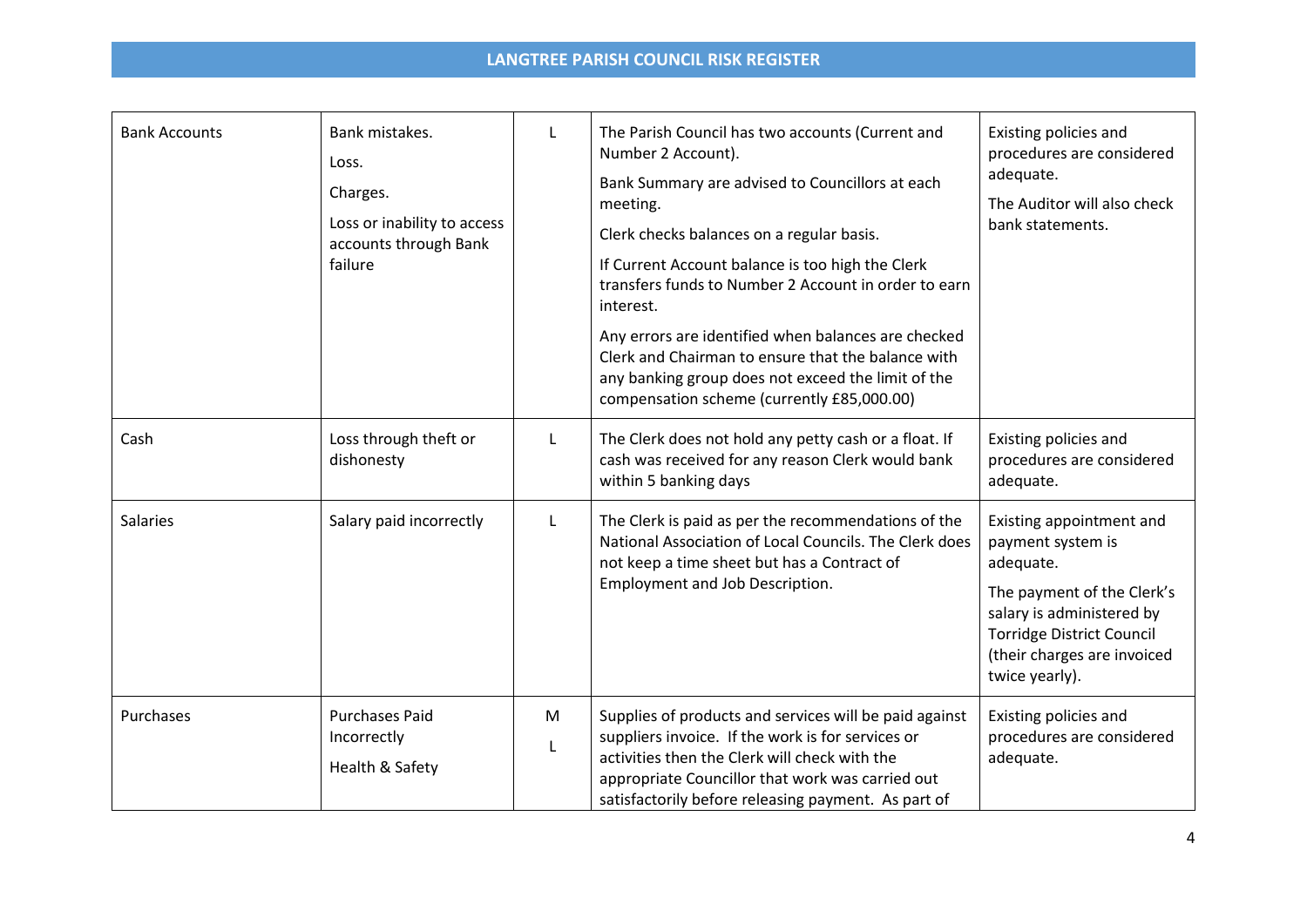## LANGTREE PARISH COUNCIL RISK REGISTER

| | | | | |
|---|---|---|---|---|
| Bank Accounts | Bank mistakes.<br>Loss.<br>Charges.<br>Loss or inability to access accounts through Bank failure | L | The Parish Council has two accounts (Current and Number 2 Account).<br>Bank Summary are advised to Councillors at each meeting.<br>Clerk checks balances on a regular basis.<br>If Current Account balance is too high the Clerk transfers funds to Number 2 Account in order to earn interest.<br>Any errors are identified when balances are checked Clerk and Chairman to ensure that the balance with any banking group does not exceed the limit of the compensation scheme (currently £85,000.00) | Existing policies and procedures are considered adequate.<br>The Auditor will also check bank statements. |
| Cash | Loss through theft or dishonesty | L | The Clerk does not hold any petty cash or a float. If cash was received for any reason Clerk would bank within 5 banking days | Existing policies and procedures are considered adequate. |
| Salaries | Salary paid incorrectly | L | The Clerk is paid as per the recommendations of the National Association of Local Councils. The Clerk does not keep a time sheet but has a Contract of Employment and Job Description. | Existing appointment and payment system is adequate.<br>The payment of the Clerk's salary is administered by Torridge District Council (their charges are invoiced twice yearly). |
| Purchases | Purchases Paid Incorrectly<br>Health & Safety | M<br>L | Supplies of products and services will be paid against suppliers invoice. If the work is for services or activities then the Clerk will check with the appropriate Councillor that work was carried out satisfactorily before releasing payment. As part of | Existing policies and procedures are considered adequate. |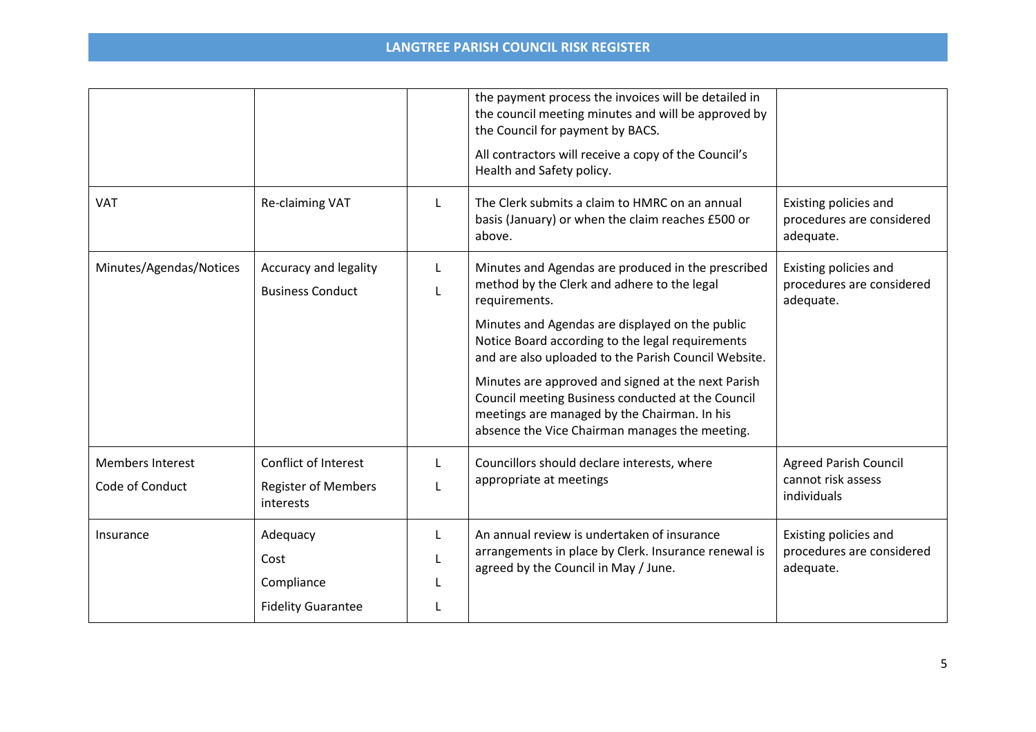| | | | | |
|---|---|---|---|---|
| | | | the payment process the invoices will be detailed in the council meeting minutes and will be approved by the Council for payment by BACS. All contractors will receive a copy of the Council's Health and Safety policy. | |
| VAT | Re-claiming VAT | L | The Clerk submits a claim to HMRC on an annual basis (January) or when the claim reaches £500 or above. | Existing policies and procedures are considered adequate. |
| Minutes/Agendas/Notices | Accuracy and legality<br>Business Conduct | L<br>L | Minutes and Agendas are produced in the prescribed method by the Clerk and adhere to the legal requirements.<br>Minutes and Agendas are displayed on the public Notice Board according to the legal requirements and are also uploaded to the Parish Council Website.<br>Minutes are approved and signed at the next Parish Council meeting Business conducted at the Council meetings are managed by the Chairman. In his absence the Vice Chairman manages the meeting. | Existing policies and procedures are considered adequate. |
| Members Interest<br>Code of Conduct | Conflict of Interest<br>Register of Members interests | L<br>L | Councillors should declare interests, where appropriate at meetings | Agreed Parish Council cannot risk assess individuals |
| Insurance | Adequacy<br>Cost<br>Compliance<br>Fidelity Guarantee | L<br>L<br>L<br>L | An annual review is undertaken of insurance arrangements in place by Clerk. Insurance renewal is agreed by the Council in May / June. | Existing policies and procedures are considered adequate. |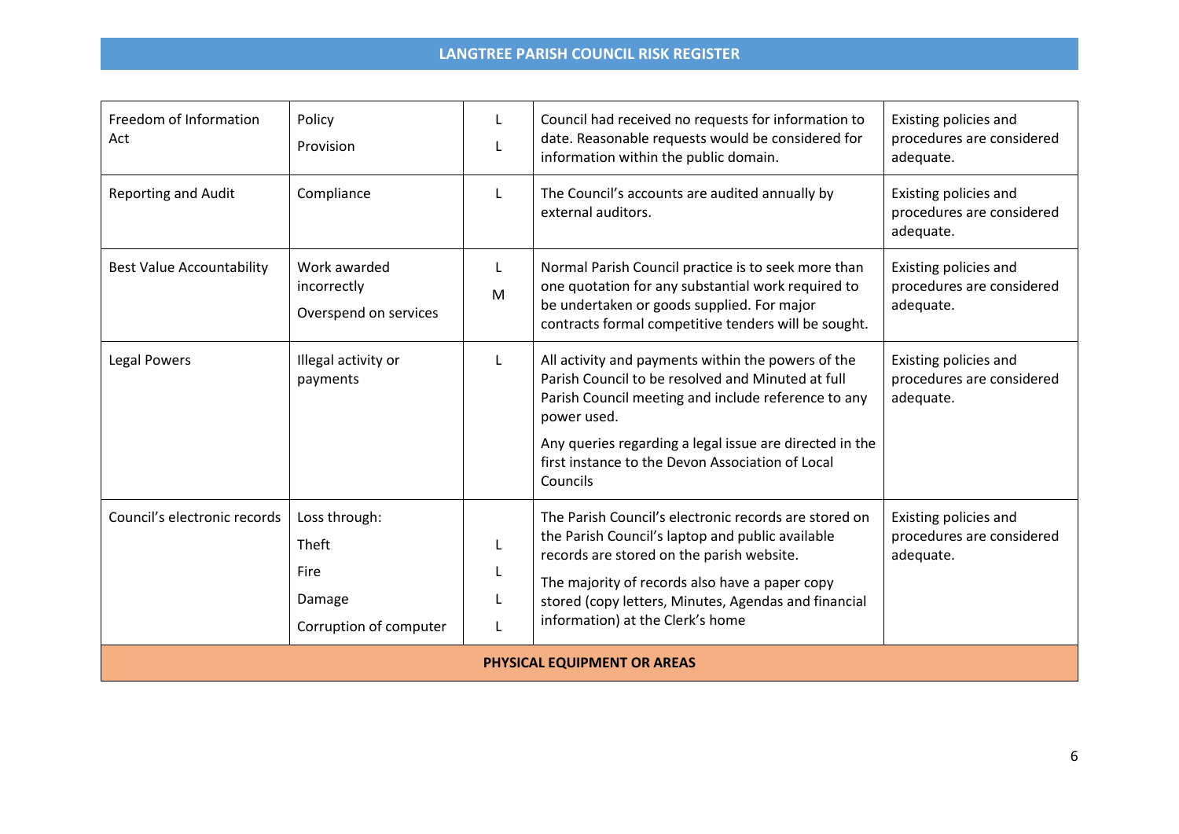## LANGTREE PARISH COUNCIL RISK REGISTER

| | | | | |
|---|---|---|---|---|
| Freedom of Information Act | Policy<br>Provision | L<br>L | Council had received no requests for information to date. Reasonable requests would be considered for information within the public domain. | Existing policies and procedures are considered adequate. |
| Reporting and Audit | Compliance | L | The Council's accounts are audited annually by external auditors. | Existing policies and procedures are considered adequate. |
| Best Value Accountability | Work awarded incorrectly<br>Overspend on services | L<br>M | Normal Parish Council practice is to seek more than one quotation for any substantial work required to be undertaken or goods supplied. For major contracts formal competitive tenders will be sought. | Existing policies and procedures are considered adequate. |
| Legal Powers | Illegal activity or payments | L | All activity and payments within the powers of the Parish Council to be resolved and Minuted at full Parish Council meeting and include reference to any power used.<br>Any queries regarding a legal issue are directed in the first instance to the Devon Association of Local Councils | Existing policies and procedures are considered adequate. |
| Council's electronic records | Loss through:<br>Theft<br>Fire<br>Damage<br>Corruption of computer | <br>L<br>L<br>L<br>L | The Parish Council's electronic records are stored on the Parish Council's laptop and public available records are stored on the parish website.<br>The majority of records also have a paper copy stored (copy letters, Minutes, Agendas and financial information) at the Clerk's home | Existing policies and procedures are considered adequate. |
| **PHYSICAL EQUIPMENT OR AREAS** | | | | |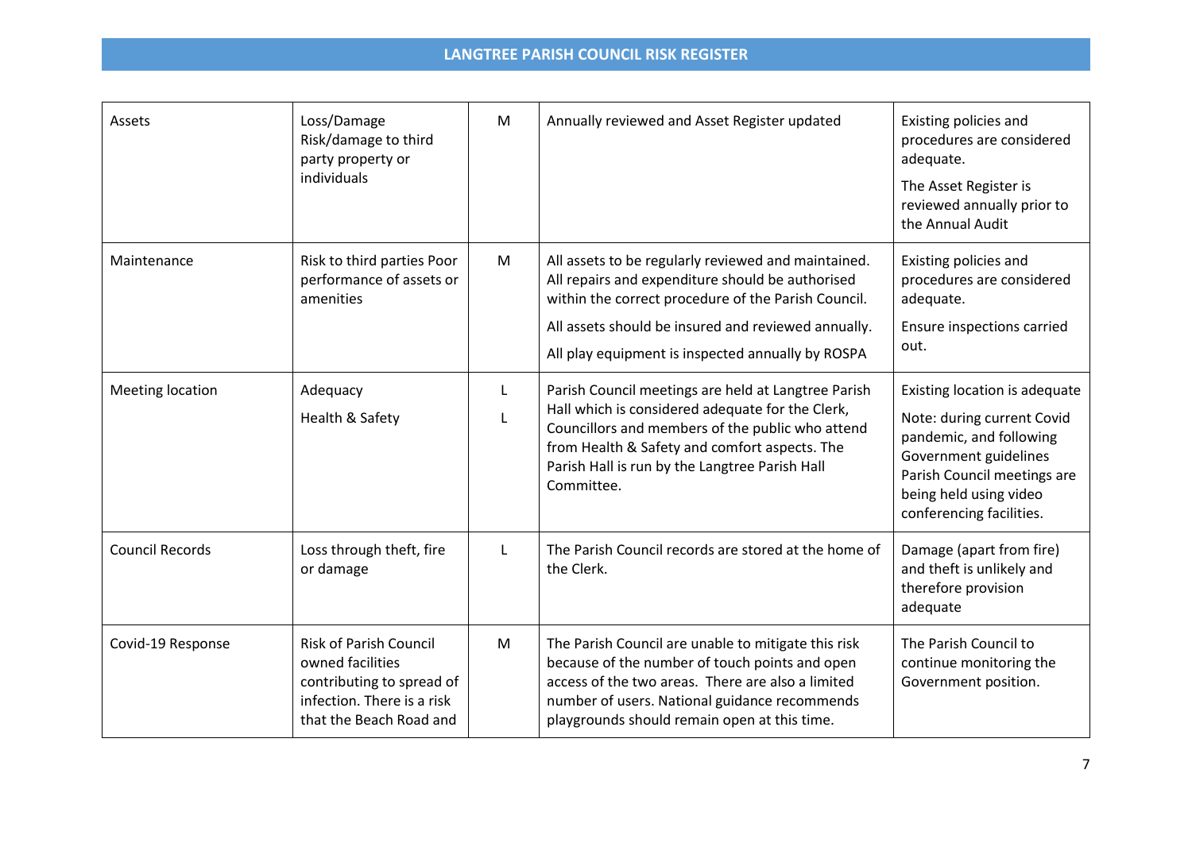## LANGTREE PARISH COUNCIL RISK REGISTER

| | | | | |
|---|---|---|---|---|
| Assets | Loss/Damage<br>Risk/damage to third party property or individuals | M | Annually reviewed and Asset Register updated | Existing policies and procedures are considered adequate.<br>The Asset Register is reviewed annually prior to the Annual Audit |
| Maintenance | Risk to third parties Poor performance of assets or amenities | M | All assets to be regularly reviewed and maintained. All repairs and expenditure should be authorised within the correct procedure of the Parish Council.<br>All assets should be insured and reviewed annually.<br>All play equipment is inspected annually by ROSPA | Existing policies and procedures are considered adequate.<br>Ensure inspections carried out. |
| Meeting location | Adequacy<br>Health & Safety | L<br>L | Parish Council meetings are held at Langtree Parish Hall which is considered adequate for the Clerk, Councillors and members of the public who attend from Health & Safety and comfort aspects. The Parish Hall is run by the Langtree Parish Hall Committee. | Existing location is adequate<br>Note: during current Covid pandemic, and following Government guidelines Parish Council meetings are being held using video conferencing facilities. |
| Council Records | Loss through theft, fire or damage | L | The Parish Council records are stored at the home of the Clerk. | Damage (apart from fire) and theft is unlikely and therefore provision adequate |
| Covid-19 Response | Risk of Parish Council owned facilities contributing to spread of infection. There is a risk that the Beach Road and | M | The Parish Council are unable to mitigate this risk because of the number of touch points and open access of the two areas. There are also a limited number of users. National guidance recommends playgrounds should remain open at this time. | The Parish Council to continue monitoring the Government position. |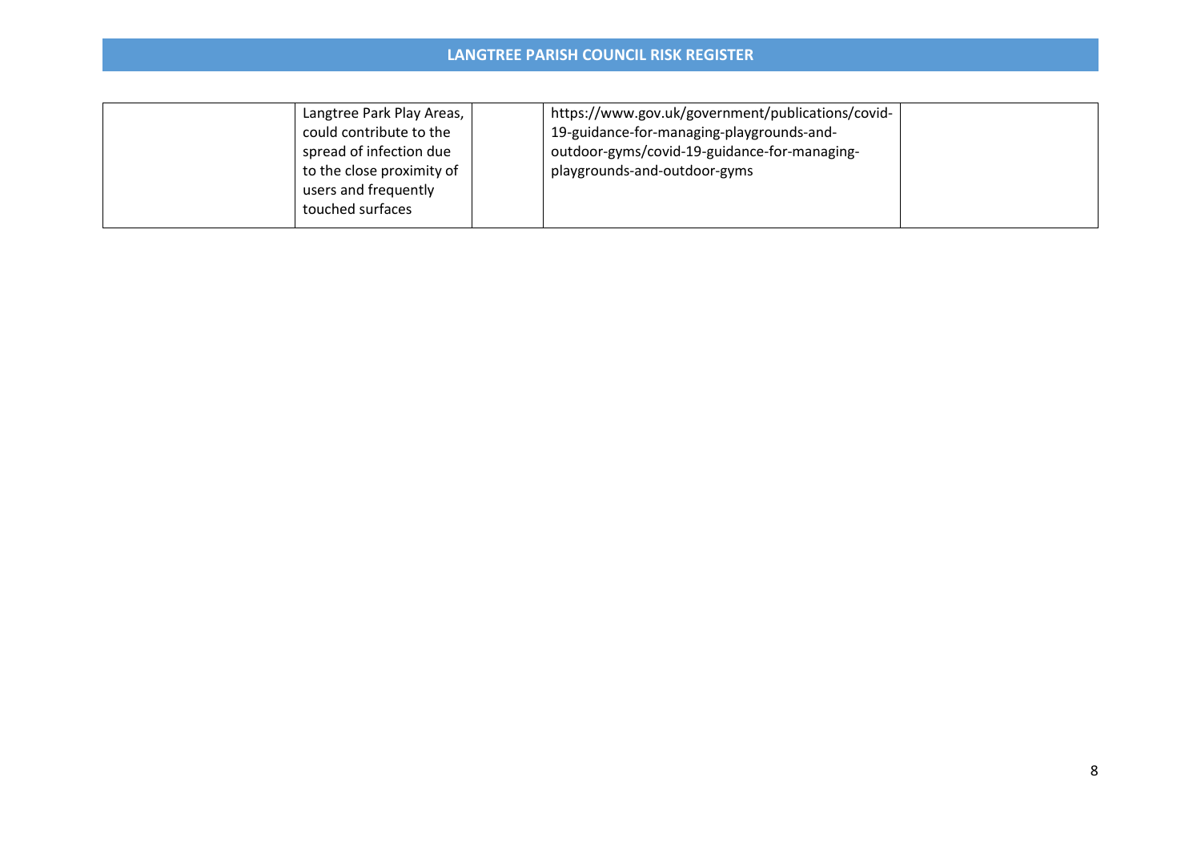| | | | | |
|---|---|---|---|---|
| | Langtree Park Play Areas, could contribute to the spread of infection due to the close proximity of users and frequently touched surfaces | | https://www.gov.uk/government/publications/covid-19-guidance-for-managing-playgrounds-and-outdoor-gyms/covid-19-guidance-for-managing-playgrounds-and-outdoor-gyms | |